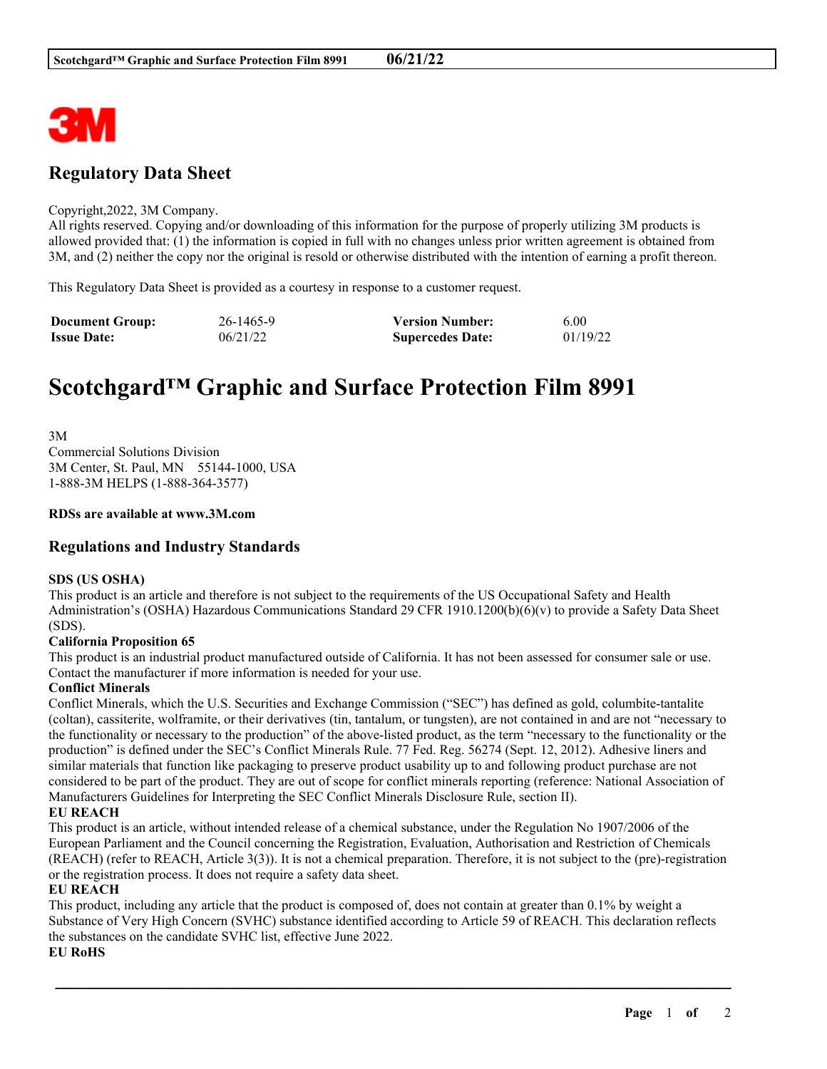# Regulatory Data Sheet

Copyright,2022, 3M Company.
All rights reserved. Copying and/or downloading of this information for the purpose of properly utilizing 3M products is allowed provided that: (1) the information is copied in full with no changes unless prior written agreement is obtained from 3M, and (2) neither the copy nor the original is resold or otherwise distributed with the intention of earning a profit thereon.

This Regulatory Data Sheet is provided as a courtesy in response to a customer request.

| **Document Group:** | 26-1465-9 | **Version Number:** | 6.00 |
|---|---|---|---|
| **Issue Date:** | 06/21/22 | **Supercedes Date:** | 01/19/22 |

# Scotchgard™ Graphic and Surface Protection Film 8991

3M
Commercial Solutions Division
3M Center, St. Paul, MN 55144-1000, USA
1-888-3M HELPS (1-888-364-3577)

**RDSs are available at www.3M.com**

## Regulations and Industry Standards

**SDS (US OSHA)**
This product is an article and therefore is not subject to the requirements of the US Occupational Safety and Health Administration's (OSHA) Hazardous Communications Standard 29 CFR 1910.1200(b)(6)(v) to provide a Safety Data Sheet (SDS).

**California Proposition 65**
This product is an industrial product manufactured outside of California. It has not been assessed for consumer sale or use. Contact the manufacturer if more information is needed for your use.

**Conflict Minerals**
Conflict Minerals, which the U.S. Securities and Exchange Commission ("SEC") has defined as gold, columbite-tantalite (coltan), cassiterite, wolframite, or their derivatives (tin, tantalum, or tungsten), are not contained in and are not "necessary to the functionality or necessary to the production" of the above-listed product, as the term "necessary to the functionality or the production" is defined under the SEC's Conflict Minerals Rule. 77 Fed. Reg. 56274 (Sept. 12, 2012). Adhesive liners and similar materials that function like packaging to preserve product usability up to and following product purchase are not considered to be part of the product. They are out of scope for conflict minerals reporting (reference: National Association of Manufacturers Guidelines for Interpreting the SEC Conflict Minerals Disclosure Rule, section II).

**EU REACH**
This product is an article, without intended release of a chemical substance, under the Regulation No 1907/2006 of the European Parliament and the Council concerning the Registration, Evaluation, Authorisation and Restriction of Chemicals (REACH) (refer to REACH, Article 3(3)). It is not a chemical preparation. Therefore, it is not subject to the (pre)-registration or the registration process. It does not require a safety data sheet.

**EU REACH**
This product, including any article that the product is composed of, does not contain at greater than 0.1% by weight a Substance of Very High Concern (SVHC) substance identified according to Article 59 of REACH. This declaration reflects the substances on the candidate SVHC list, effective June 2022.

**EU RoHS**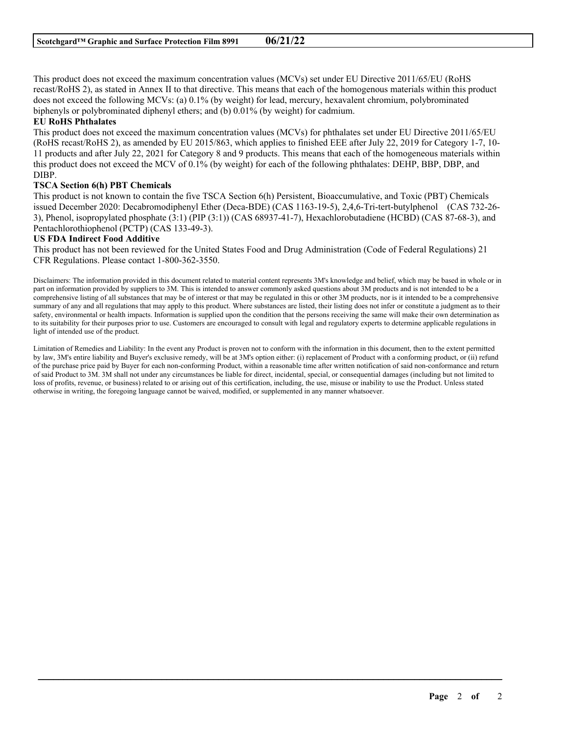This product does not exceed the maximum concentration values (MCVs) set under EU Directive 2011/65/EU (RoHS recast/RoHS 2), as stated in Annex II to that directive. This means that each of the homogenous materials within this product does not exceed the following MCVs: (a) 0.1% (by weight) for lead, mercury, hexavalent chromium, polybrominated biphenyls or polybrominated diphenyl ethers; and (b) 0.01% (by weight) for cadmium.

**EU RoHS Phthalates**

This product does not exceed the maximum concentration values (MCVs) for phthalates set under EU Directive 2011/65/EU (RoHS recast/RoHS 2), as amended by EU 2015/863, which applies to finished EEE after July 22, 2019 for Category 1-7, 10-11 products and after July 22, 2021 for Category 8 and 9 products. This means that each of the homogeneous materials within this product does not exceed the MCV of 0.1% (by weight) for each of the following phthalates: DEHP, BBP, DBP, and DIBP.

**TSCA Section 6(h) PBT Chemicals**

This product is not known to contain the five TSCA Section 6(h) Persistent, Bioaccumulative, and Toxic (PBT) Chemicals issued December 2020: Decabromodiphenyl Ether (Deca-BDE) (CAS 1163-19-5), 2,4,6-Tri-tert-butylphenol (CAS 732-26-3), Phenol, isopropylated phosphate (3:1) (PIP (3:1)) (CAS 68937-41-7), Hexachlorobutadiene (HCBD) (CAS 87-68-3), and Pentachlorothiophenol (PCTP) (CAS 133-49-3).

**US FDA Indirect Food Additive**

This product has not been reviewed for the United States Food and Drug Administration (Code of Federal Regulations) 21 CFR Regulations. Please contact 1-800-362-3550.

Disclaimers: The information provided in this document related to material content represents 3M's knowledge and belief, which may be based in whole or in part on information provided by suppliers to 3M. This is intended to answer commonly asked questions about 3M products and is not intended to be a comprehensive listing of all substances that may be of interest or that may be regulated in this or other 3M products, nor is it intended to be a comprehensive summary of any and all regulations that may apply to this product. Where substances are listed, their listing does not infer or constitute a judgment as to their safety, environmental or health impacts. Information is supplied upon the condition that the persons receiving the same will make their own determination as to its suitability for their purposes prior to use. Customers are encouraged to consult with legal and regulatory experts to determine applicable regulations in light of intended use of the product.

Limitation of Remedies and Liability: In the event any Product is proven not to conform with the information in this document, then to the extent permitted by law, 3M's entire liability and Buyer's exclusive remedy, will be at 3M's option either: (i) replacement of Product with a conforming product, or (ii) refund of the purchase price paid by Buyer for each non-conforming Product, within a reasonable time after written notification of said non-conformance and return of said Product to 3M. 3M shall not under any circumstances be liable for direct, incidental, special, or consequential damages (including but not limited to loss of profits, revenue, or business) related to or arising out of this certification, including, the use, misuse or inability to use the Product. Unless stated otherwise in writing, the foregoing language cannot be waived, modified, or supplemented in any manner whatsoever.